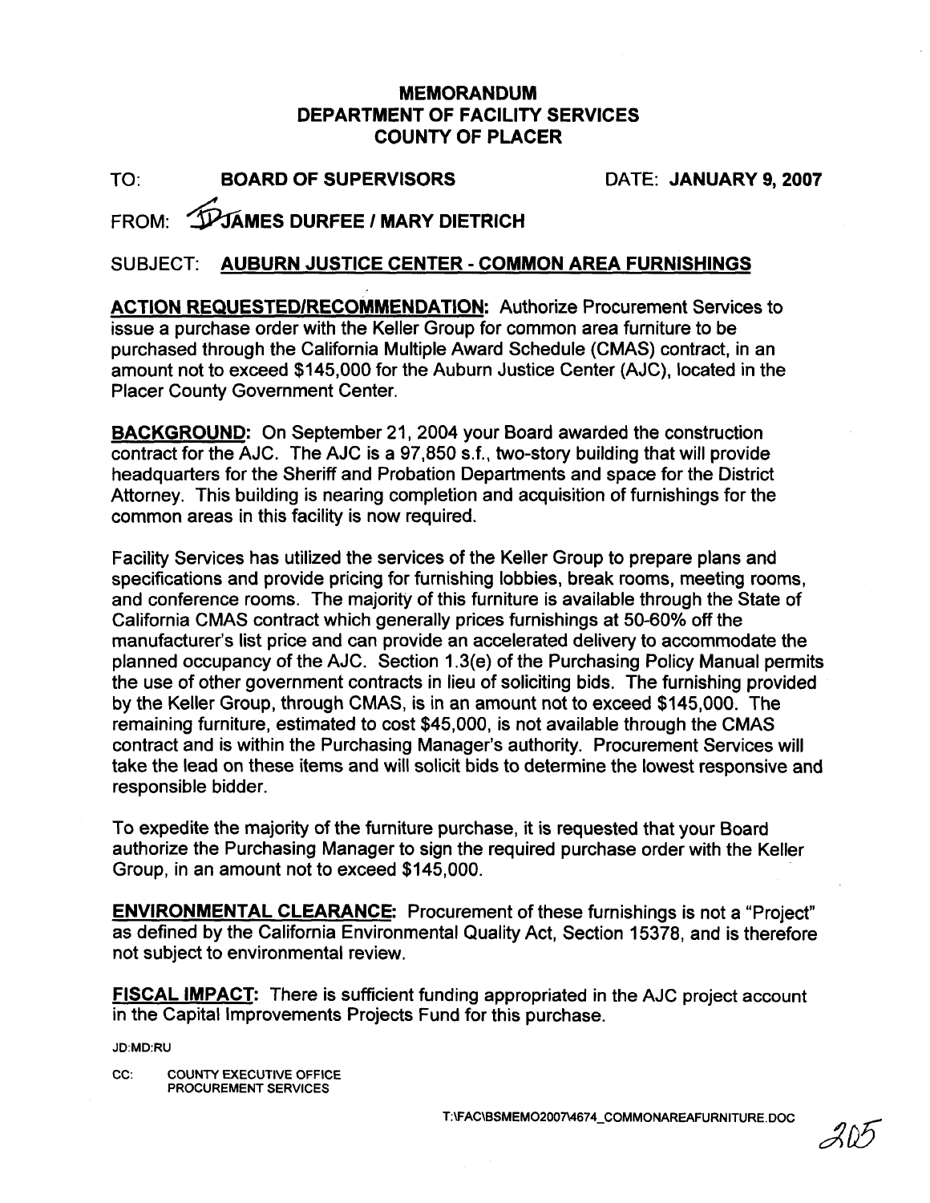# MEMORANDUM
## DEPARTMENT OF FACILITY SERVICES
## COUNTY OF PLACER

TO: **BOARD OF SUPERVISORS** DATE: **JANUARY 9, 2007**

FROM: **JAMES DURFEE / MARY DIETRICH**

SUBJECT: **AUBURN JUSTICE CENTER - COMMON AREA FURNISHINGS**

**ACTION REQUESTED/RECOMMENDATION:** Authorize Procurement Services to issue a purchase order with the Keller Group for common area furniture to be purchased through the California Multiple Award Schedule (CMAS) contract, in an amount not to exceed $145,000 for the Auburn Justice Center (AJC), located in the Placer County Government Center.

**BACKGROUND:** On September 21, 2004 your Board awarded the construction contract for the AJC. The AJC is a 97,850 s.f., two-story building that will provide headquarters for the Sheriff and Probation Departments and space for the District Attorney. This building is nearing completion and acquisition of furnishings for the common areas in this facility is now required.

Facility Services has utilized the services of the Keller Group to prepare plans and specifications and provide pricing for furnishing lobbies, break rooms, meeting rooms, and conference rooms. The majority of this furniture is available through the State of California CMAS contract which generally prices furnishings at 50-60% off the manufacturer's list price and can provide an accelerated delivery to accommodate the planned occupancy of the AJC. Section 1.3(e) of the Purchasing Policy Manual permits the use of other government contracts in lieu of soliciting bids. The furnishing provided by the Keller Group, through CMAS, is in an amount not to exceed $145,000. The remaining furniture, estimated to cost $45,000, is not available through the CMAS contract and is within the Purchasing Manager's authority. Procurement Services will take the lead on these items and will solicit bids to determine the lowest responsive and responsible bidder.

To expedite the majority of the furniture purchase, it is requested that your Board authorize the Purchasing Manager to sign the required purchase order with the Keller Group, in an amount not to exceed $145,000.

**ENVIRONMENTAL CLEARANCE:** Procurement of these furnishings is not a "Project" as defined by the California Environmental Quality Act, Section 15378, and is therefore not subject to environmental review.

**FISCAL IMPACT:** There is sufficient funding appropriated in the AJC project account in the Capital Improvements Projects Fund for this purchase.

JD:MD:RU

CC: COUNTY EXECUTIVE OFFICE
PROCUREMENT SERVICES

T:\FAC\BSMEMO2007\4674_COMMONAREAFURNITURE.DOC